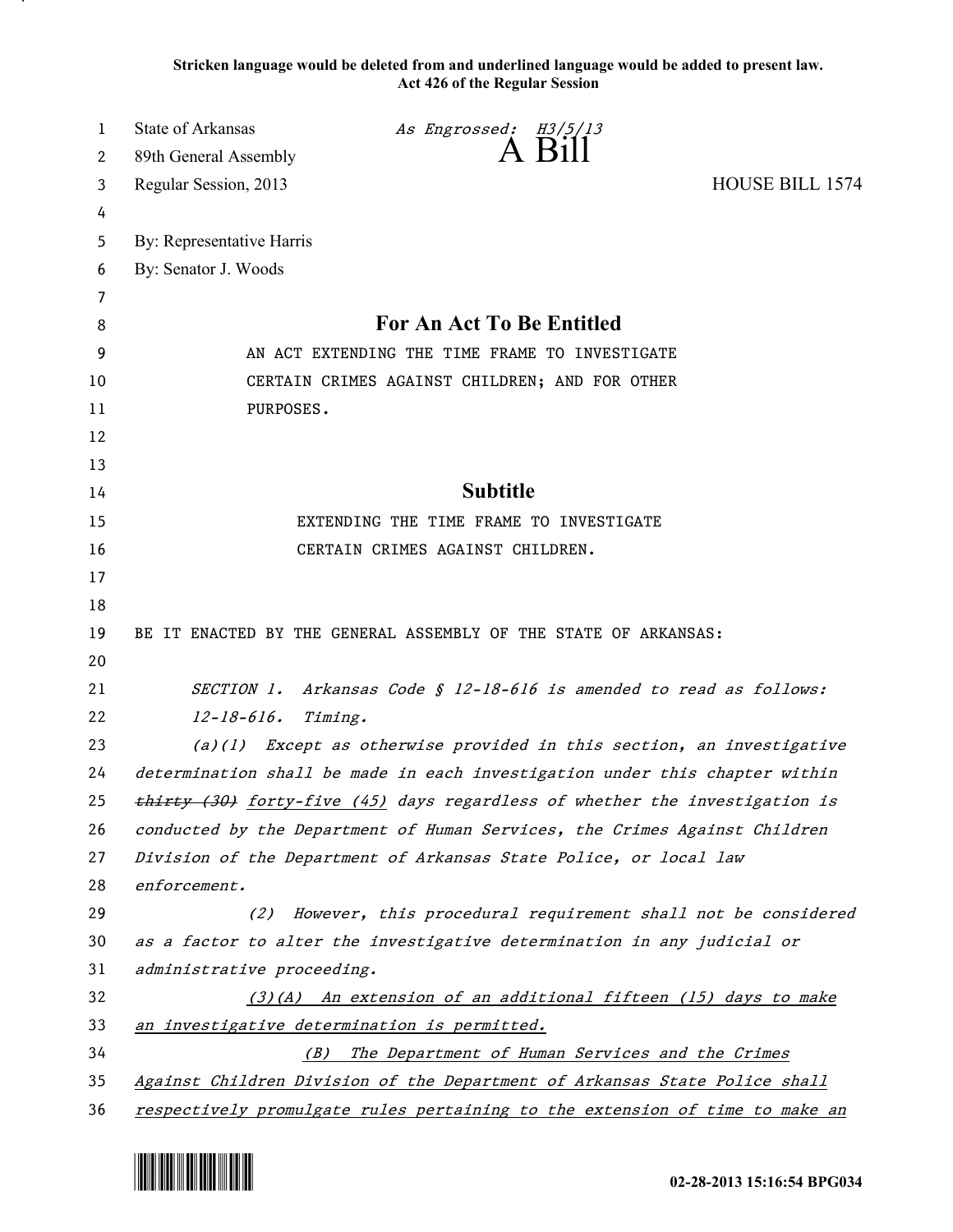**Stricken language would be deleted from and underlined language would be added to present law.**
**Act 426 of the Regular Session**

State of Arkansas *As Engrossed: H3/5/13*
89th General Assembly **A Bill**
Regular Session, 2013 HOUSE BILL 1574

By: Representative Harris
By: Senator J. Woods

## For An Act To Be Entitled

AN ACT EXTENDING THE TIME FRAME TO INVESTIGATE CERTAIN CRIMES AGAINST CHILDREN; AND FOR OTHER PURPOSES.

## Subtitle

EXTENDING THE TIME FRAME TO INVESTIGATE CERTAIN CRIMES AGAINST CHILDREN.

BE IT ENACTED BY THE GENERAL ASSEMBLY OF THE STATE OF ARKANSAS:

*SECTION 1. Arkansas Code § 12-18-616 is amended to read as follows:*

*12-18-616. Timing.*

*(a)(1) Except as otherwise provided in this section, an investigative determination shall be made in each investigation under this chapter within ~~thirty (30)~~ <u>forty-five (45)</u> days regardless of whether the investigation is conducted by the Department of Human Services, the Crimes Against Children Division of the Department of Arkansas State Police, or local law enforcement.*

*(2) However, this procedural requirement shall not be considered as a factor to alter the investigative determination in any judicial or administrative proceeding.*

*<u>(3)(A) An extension of an additional fifteen (15) days to make an investigative determination is permitted.</u>*

*<u>(B) The Department of Human Services and the Crimes Against Children Division of the Department of Arkansas State Police shall respectively promulgate rules pertaining to the extension of time to make an</u>*

02-28-2013 15:16:54 BPG034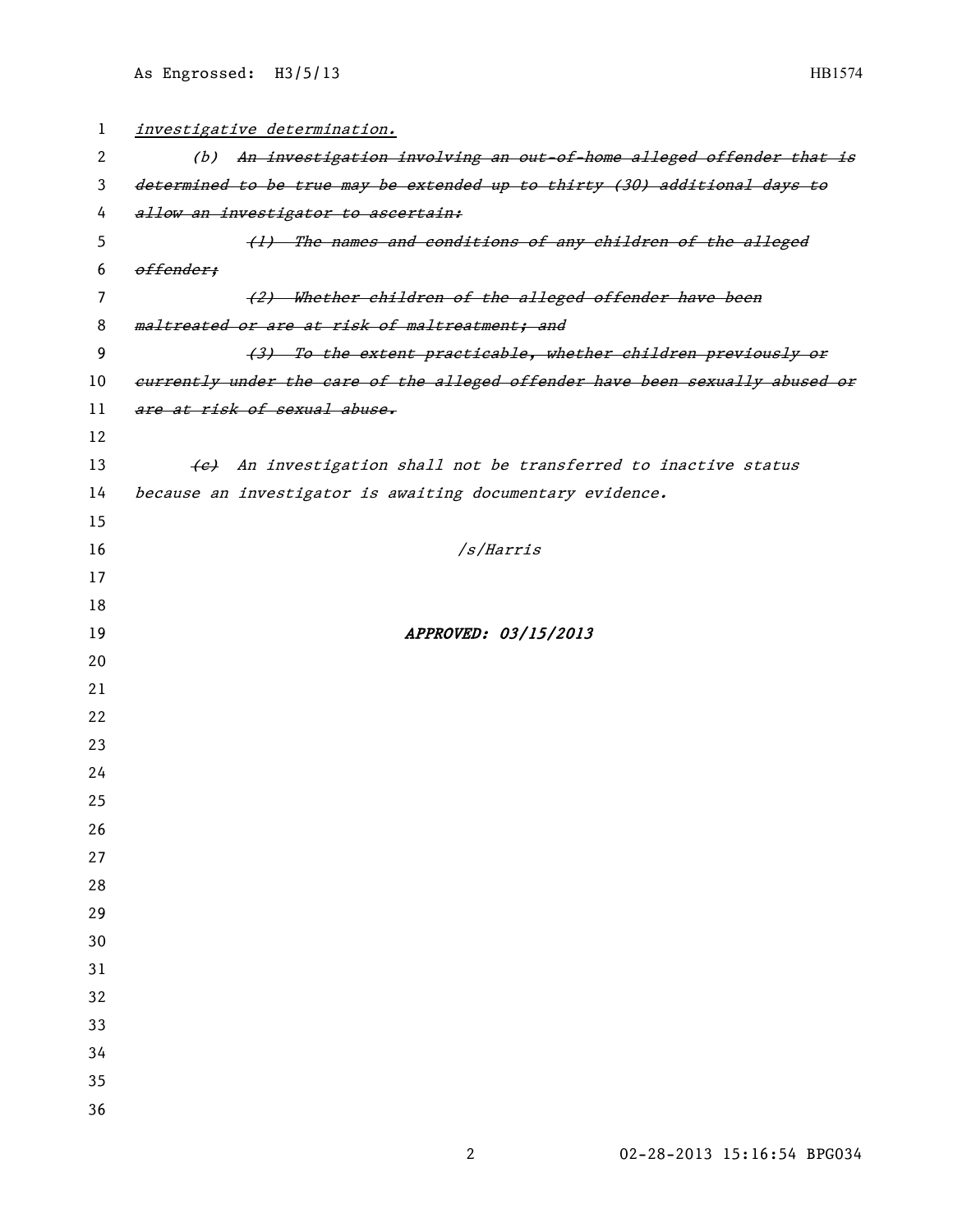*investigative determination.*

*(b) ~~An investigation involving an out-of-home alleged offender that is determined to be true may be extended up to thirty (30) additional days to allow an investigator to ascertain:~~*

*~~(1) The names and conditions of any children of the alleged offender;~~*

*~~(2) Whether children of the alleged offender have been maltreated or are at risk of maltreatment; and~~*

*~~(3) To the extent practicable, whether children previously or currently under the care of the alleged offender have been sexually abused or are at risk of sexual abuse.~~*

*~~(c)~~ An investigation shall not be transferred to inactive status because an investigator is awaiting documentary evidence.*

*/s/Harris*

***APPROVED: 03/15/2013***